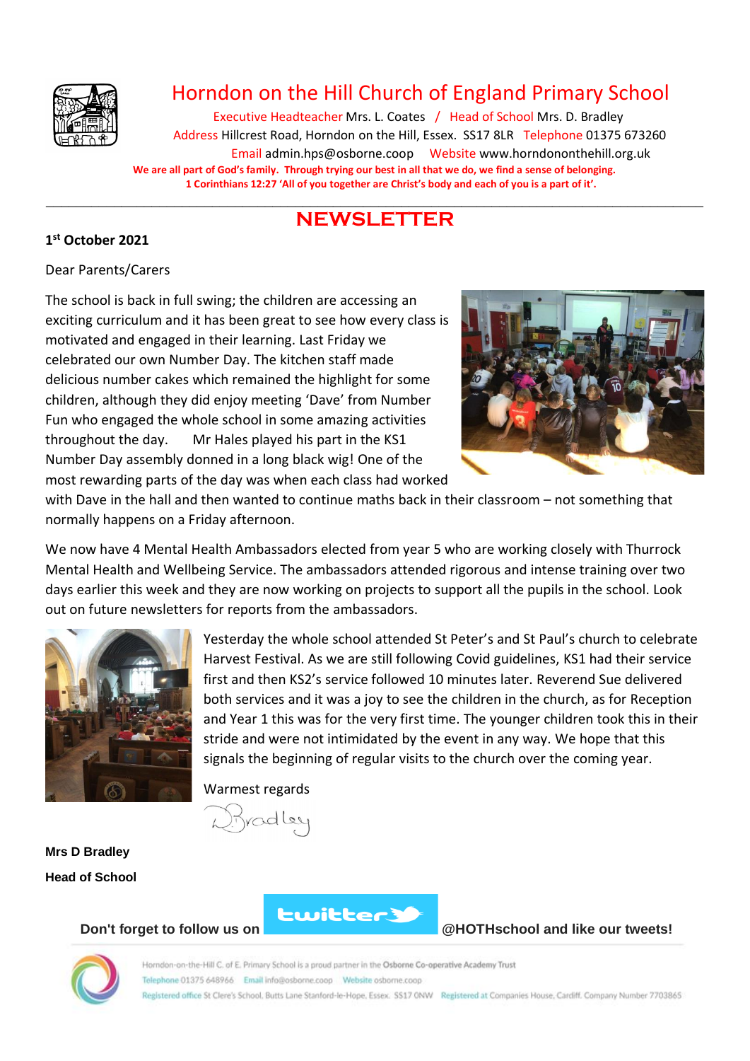# Horndon on the Hill Church of England Primary School

Executive Headteacher Mrs. L. Coates / Head of School Mrs. D. Bradley
Address Hillcrest Road, Horndon on the Hill, Essex. SS17 8LR Telephone 01375 673260
Email admin.hps@osborne.coop Website www.horndononthehill.org.uk

**We are all part of God's family. Through trying our best in all that we do, we find a sense of belonging.**
**1 Corinthians 12:27 'All of you together are Christ's body and each of you is a part of it'.**

---

## NEWSLETTER

**1st October 2021**

Dear Parents/Carers

The school is back in full swing; the children are accessing an exciting curriculum and it has been great to see how every class is motivated and engaged in their learning. Last Friday we celebrated our own Number Day. The kitchen staff made delicious number cakes which remained the highlight for some children, although they did enjoy meeting 'Dave' from Number Fun who engaged the whole school in some amazing activities throughout the day. Mr Hales played his part in the KS1 Number Day assembly donned in a long black wig! One of the most rewarding parts of the day was when each class had worked with Dave in the hall and then wanted to continue maths back in their classroom – not something that normally happens on a Friday afternoon.

We now have 4 Mental Health Ambassadors elected from year 5 who are working closely with Thurrock Mental Health and Wellbeing Service. The ambassadors attended rigorous and intense training over two days earlier this week and they are now working on projects to support all the pupils in the school. Look out on future newsletters for reports from the ambassadors.

Yesterday the whole school attended St Peter's and St Paul's church to celebrate Harvest Festival. As we are still following Covid guidelines, KS1 had their service first and then KS2's service followed 10 minutes later. Reverend Sue delivered both services and it was a joy to see the children in the church, as for Reception and Year 1 this was for the very first time. The younger children took this in their stride and were not intimidated by the event in any way. We hope that this signals the beginning of regular visits to the church over the coming year.

Warmest regards

D Bradley

**Mrs D Bradley**

**Head of School**

**Don't forget to follow us on twitter @HOTHschool and like our tweets!**

Horndon-on-the-Hill C. of E. Primary School is a proud partner in the Osborne Co-operative Academy Trust
Telephone 01375 648966 Email info@osborne.coop Website osborne.coop
Registered office St Clere's School, Butts Lane Stanford-le-Hope, Essex. SS17 0NW Registered at Companies House, Cardiff. Company Number 7703865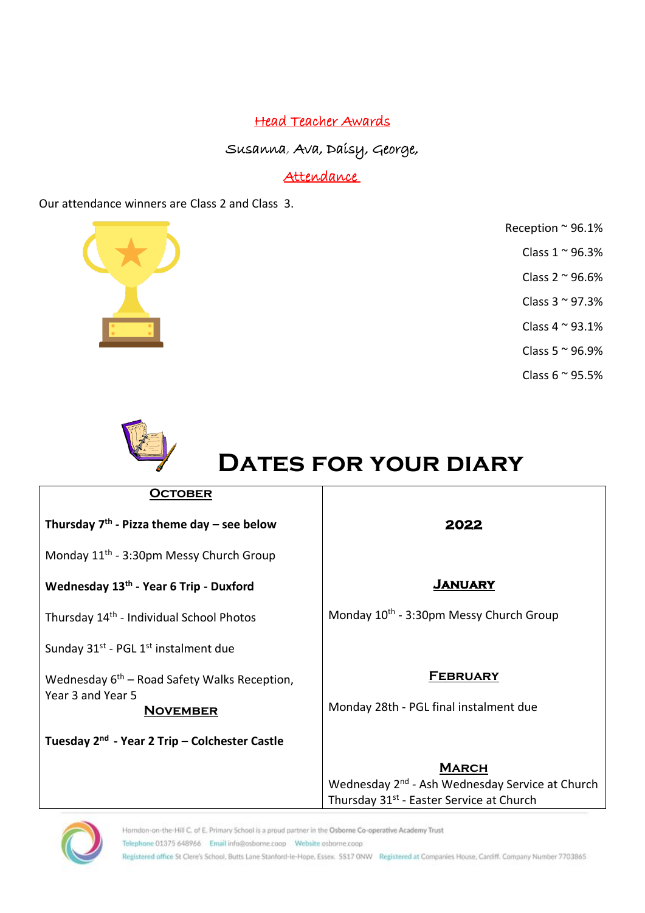## Head Teacher Awards

Susanna, Ava, Daisy, George,

## Attendance

Our attendance winners are Class 2 and Class 3.

Reception ~ 96.1%
Class 1 ~ 96.3%
Class 2 ~ 96.6%
Class 3 ~ 97.3%
Class 4 ~ 93.1%
Class 5 ~ 96.9%
Class 6 ~ 95.5%

# Dates for your diary

| October | |
|---|---|
| **Thursday 7th - Pizza theme day – see below** | **2022** |
| Monday 11th - 3:30pm Messy Church Group | **January** |
| **Wednesday 13th - Year 6 Trip - Duxford** | Monday 10th - 3:30pm Messy Church Group |
| Thursday 14th - Individual School Photos | |
| Sunday 31st - PGL 1st instalment due | **February** |
| Wednesday 6th – Road Safety Walks Reception, Year 3 and Year 5 | Monday 28th - PGL final instalment due |
| **November** | |
| **Tuesday 2nd - Year 2 Trip – Colchester Castle** | **March** |
| | Wednesday 2nd - Ash Wednesday Service at Church |
| | Thursday 31st - Easter Service at Church |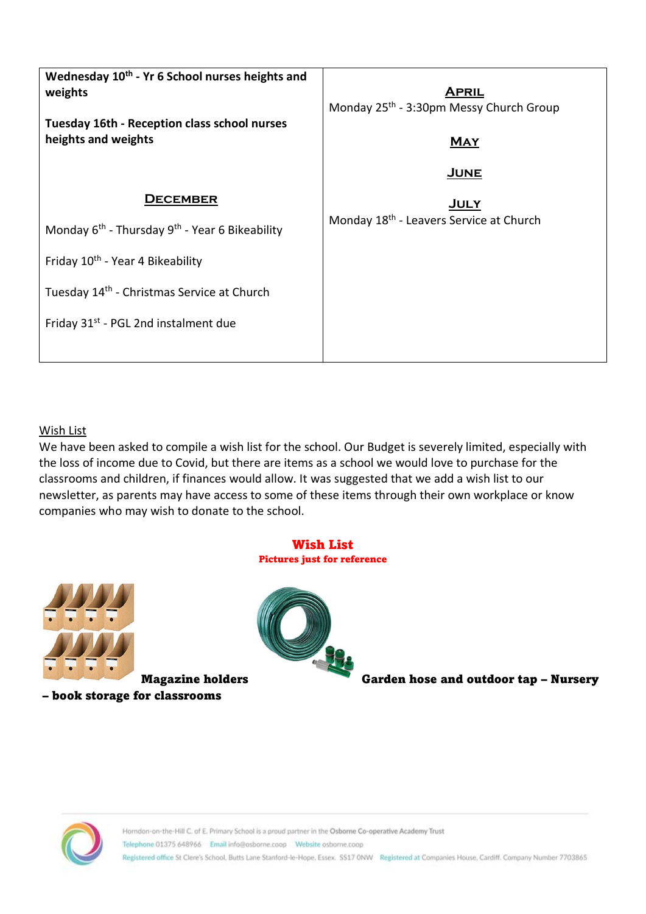| **Wednesday 10th - Yr 6 School nurses heights and weights**<br><br>**Tuesday 16th - Reception class school nurses heights and weights**<br><br>**DECEMBER**<br><br>Monday 6th - Thursday 9th - Year 6 Bikeability<br><br>Friday 10th - Year 4 Bikeability<br><br>Tuesday 14th - Christmas Service at Church<br><br>Friday 31st - PGL 2nd instalment due | **APRIL**<br>Monday 25th - 3:30pm Messy Church Group<br><br>**MAY**<br><br>**JUNE**<br><br>**JULY**<br>Monday 18th - Leavers Service at Church |
|---|---|

## Wish List

We have been asked to compile a wish list for the school. Our Budget is severely limited, especially with the loss of income due to Covid, but there are items as a school we would love to purchase for the classrooms and children, if finances would allow. It was suggested that we add a wish list to our newsletter, as parents may have access to some of these items through their own workplace or know companies who may wish to donate to the school.

**Wish List**

**Pictures just for reference**

**Magazine holders – book storage for classrooms**

**Garden hose and outdoor tap – Nursery**

Horndon-on-the-Hill C. of E. Primary School is a proud partner in the Osborne Co-operative Academy Trust
Telephone 01375 648966 Email info@osborne.coop Website osborne.coop
Registered office St Clere's School, Butts Lane Stanford-le-Hope, Essex. SS17 0NW Registered at Companies House, Cardiff. Company Number 7703865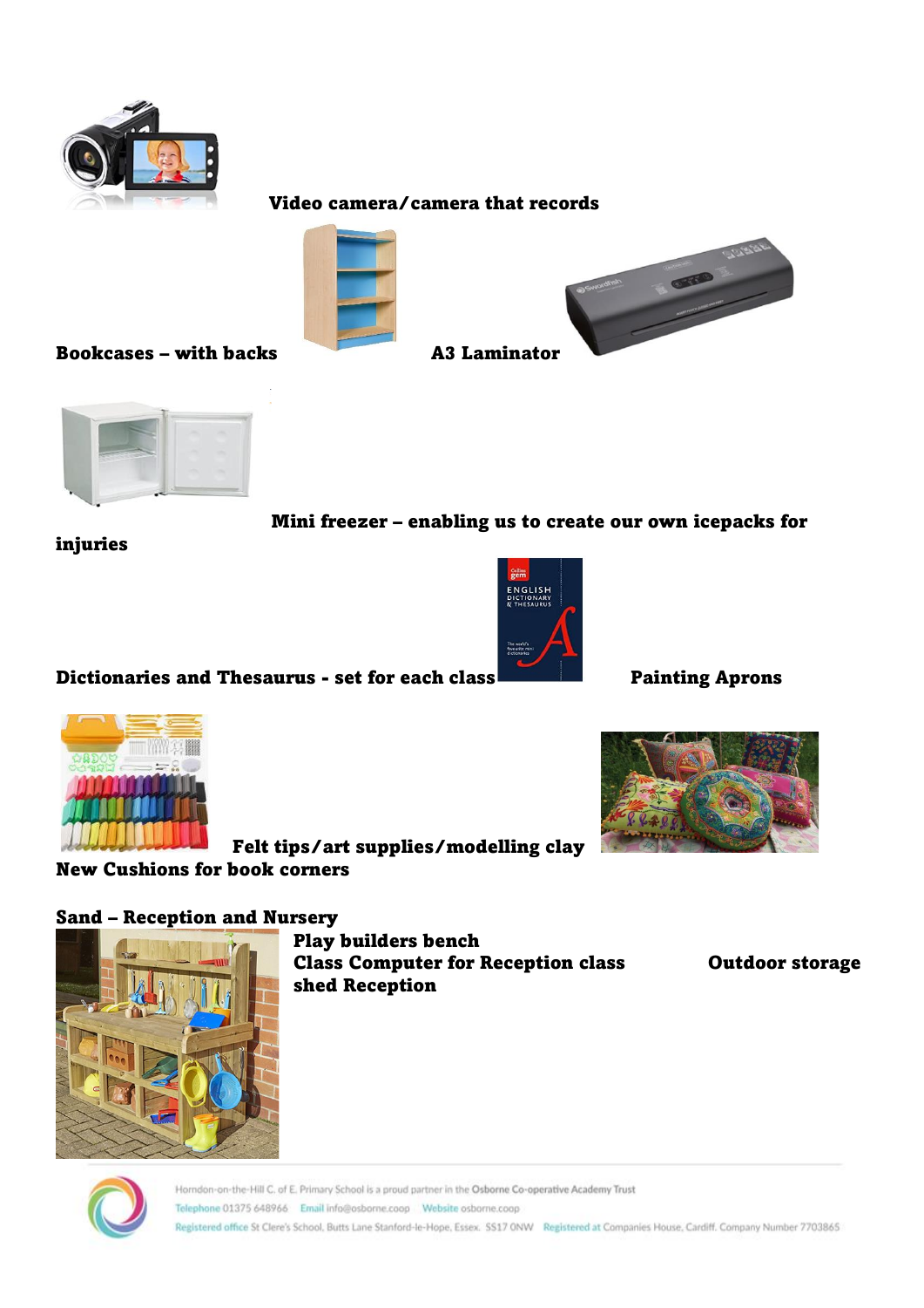**Video camera/camera that records**

**Bookcases – with backs**

**A3 Laminator**

**Mini freezer – enabling us to create our own icepacks for injuries**

**Dictionaries and Thesaurus - set for each class**

**Painting Aprons**

**Felt tips/art supplies/modelling clay**

**New Cushions for book corners**

**Sand – Reception and Nursery**

**Play builders bench**

**Class Computer for Reception class**

**Outdoor storage shed Reception**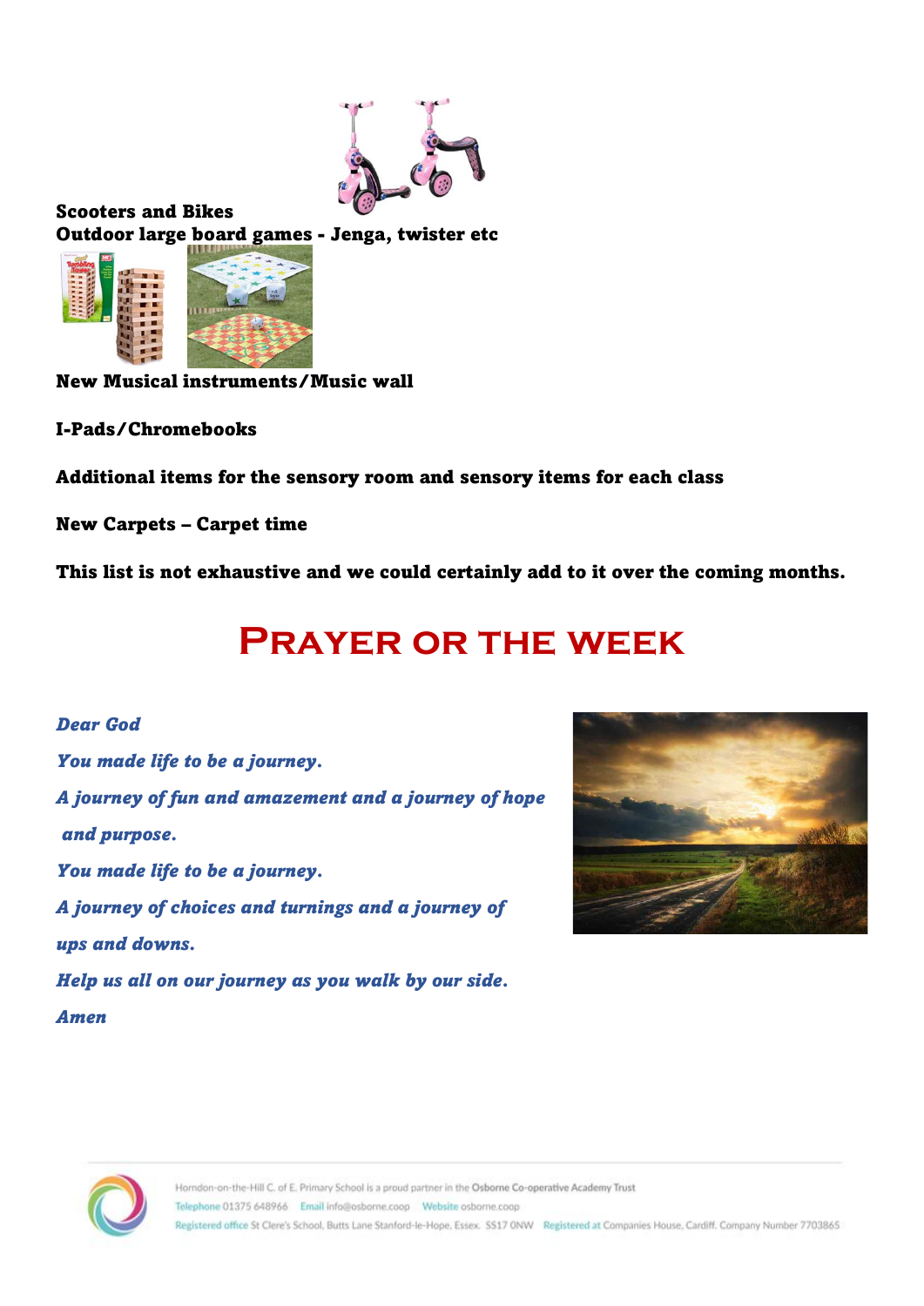**Scooters and Bikes**

**Outdoor large board games - Jenga, twister etc**

**New Musical instruments/Music wall**

**I-Pads/Chromebooks**

**Additional items for the sensory room and sensory items for each class**

**New Carpets – Carpet time**

**This list is not exhaustive and we could certainly add to it over the coming months.**

# Prayer or the week

*Dear God*

*You made life to be a journey.*

*A journey of fun and amazement and a journey of hope and purpose.*

*You made life to be a journey.*

*A journey of choices and turnings and a journey of ups and downs.*

*Help us all on our journey as you walk by our side.*

*Amen*

Horndon-on-the-Hill C. of E. Primary School is a proud partner in the Osborne Co-operative Academy Trust
Telephone 01375 648966 Email info@osborne.coop Website osborne.coop
Registered office St Clere's School, Butts Lane Stanford-le-Hope, Essex. SS17 0NW Registered at Companies House, Cardiff. Company Number 7703865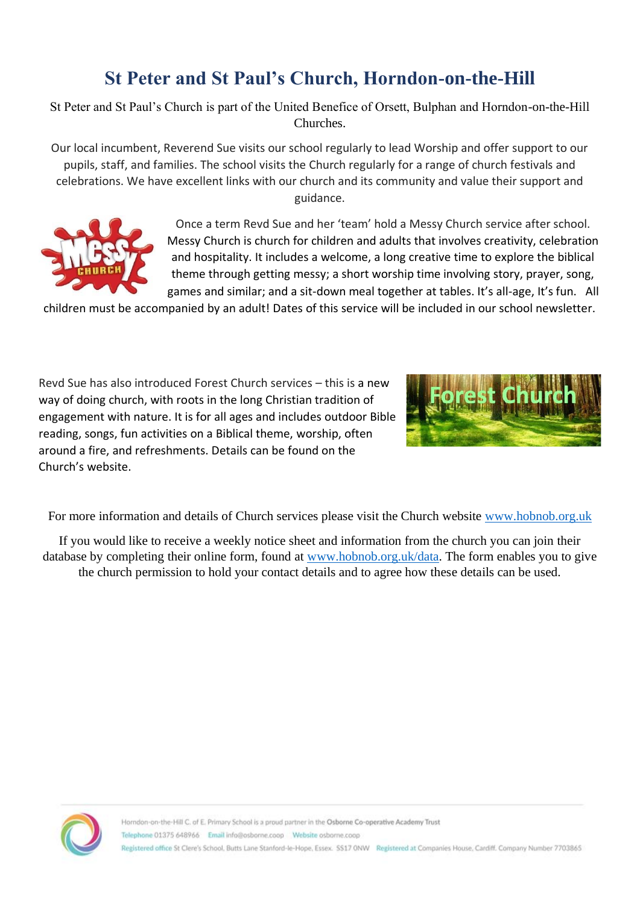# St Peter and St Paul's Church, Horndon-on-the-Hill

St Peter and St Paul's Church is part of the United Benefice of Orsett, Bulphan and Horndon-on-the-Hill Churches.

Our local incumbent, Reverend Sue visits our school regularly to lead Worship and offer support to our pupils, staff, and families. The school visits the Church regularly for a range of church festivals and celebrations. We have excellent links with our church and its community and value their support and guidance.

Once a term Revd Sue and her 'team' hold a Messy Church service after school. Messy Church is church for children and adults that involves creativity, celebration and hospitality. It includes a welcome, a long creative time to explore the biblical theme through getting messy; a short worship time involving story, prayer, song, games and similar; and a sit-down meal together at tables. It's all-age, It's fun. All children must be accompanied by an adult! Dates of this service will be included in our school newsletter.

Revd Sue has also introduced Forest Church services – this is a new way of doing church, with roots in the long Christian tradition of engagement with nature. It is for all ages and includes outdoor Bible reading, songs, fun activities on a Biblical theme, worship, often around a fire, and refreshments. Details can be found on the Church's website.

For more information and details of Church services please visit the Church website [www.hobnob.org.uk](http://www.hobnob.org.uk)

If you would like to receive a weekly notice sheet and information from the church you can join their database by completing their online form, found at [www.hobnob.org.uk/data](http://www.hobnob.org.uk/data). The form enables you to give the church permission to hold your contact details and to agree how these details can be used.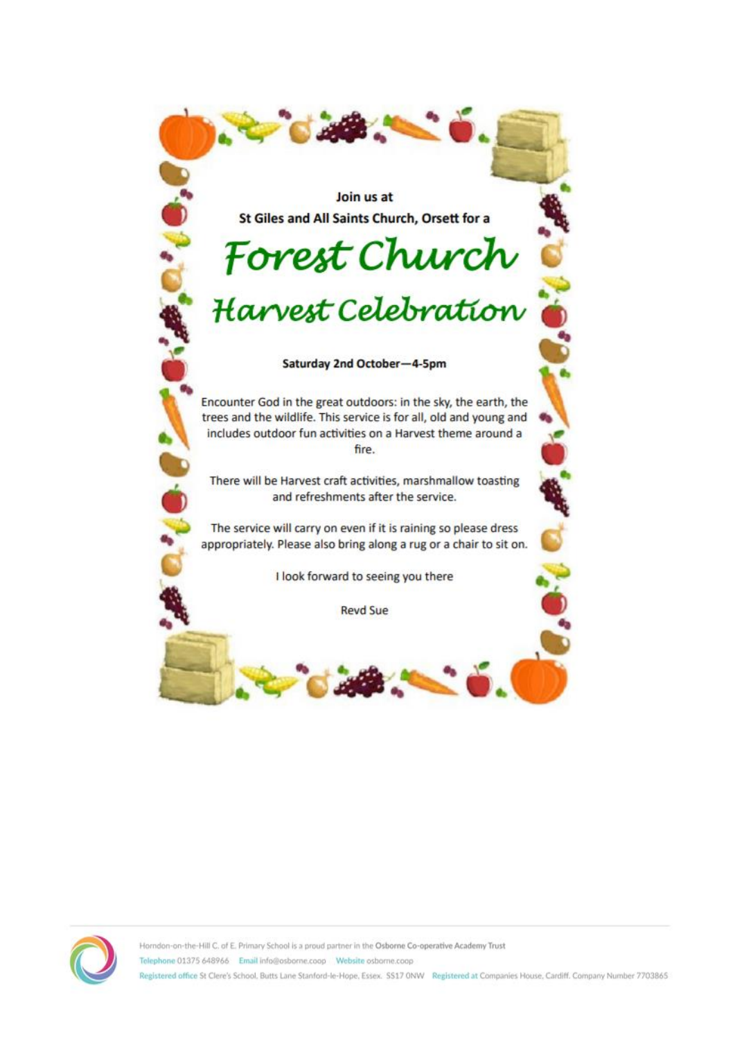Join us at

St Giles and All Saints Church, Orsett for a

# Forest Church

## Harvest Celebration

**Saturday 2nd October—4-5pm**

Encounter God in the great outdoors: in the sky, the earth, the trees and the wildlife. This service is for all, old and young and includes outdoor fun activities on a Harvest theme around a fire.

There will be Harvest craft activities, marshmallow toasting and refreshments after the service.

The service will carry on even if it is raining so please dress appropriately. Please also bring along a rug or a chair to sit on.

I look forward to seeing you there

Revd Sue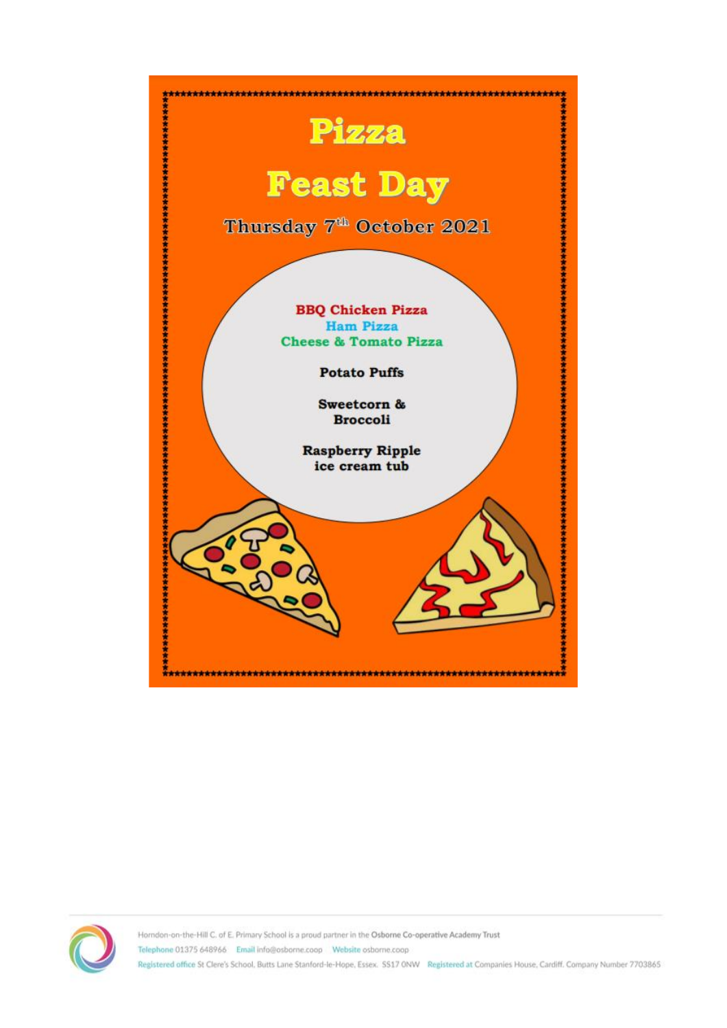# Pizza Feast Day

## Thursday 7th October 2021

BBQ Chicken Pizza
Ham Pizza
Cheese & Tomato Pizza

Potato Puffs

Sweetcorn & Broccoli

Raspberry Ripple ice cream tub

Horndon-on-the-Hill C. of E. Primary School is a proud partner in the **Osborne Co-operative Academy Trust**

Telephone 01375 648966 Email info@osborne.coop Website osborne.coop

Registered office St Clere's School, Butts Lane Stanford-le-Hope, Essex. SS17 0NW Registered at Companies House, Cardiff. Company Number 7703865